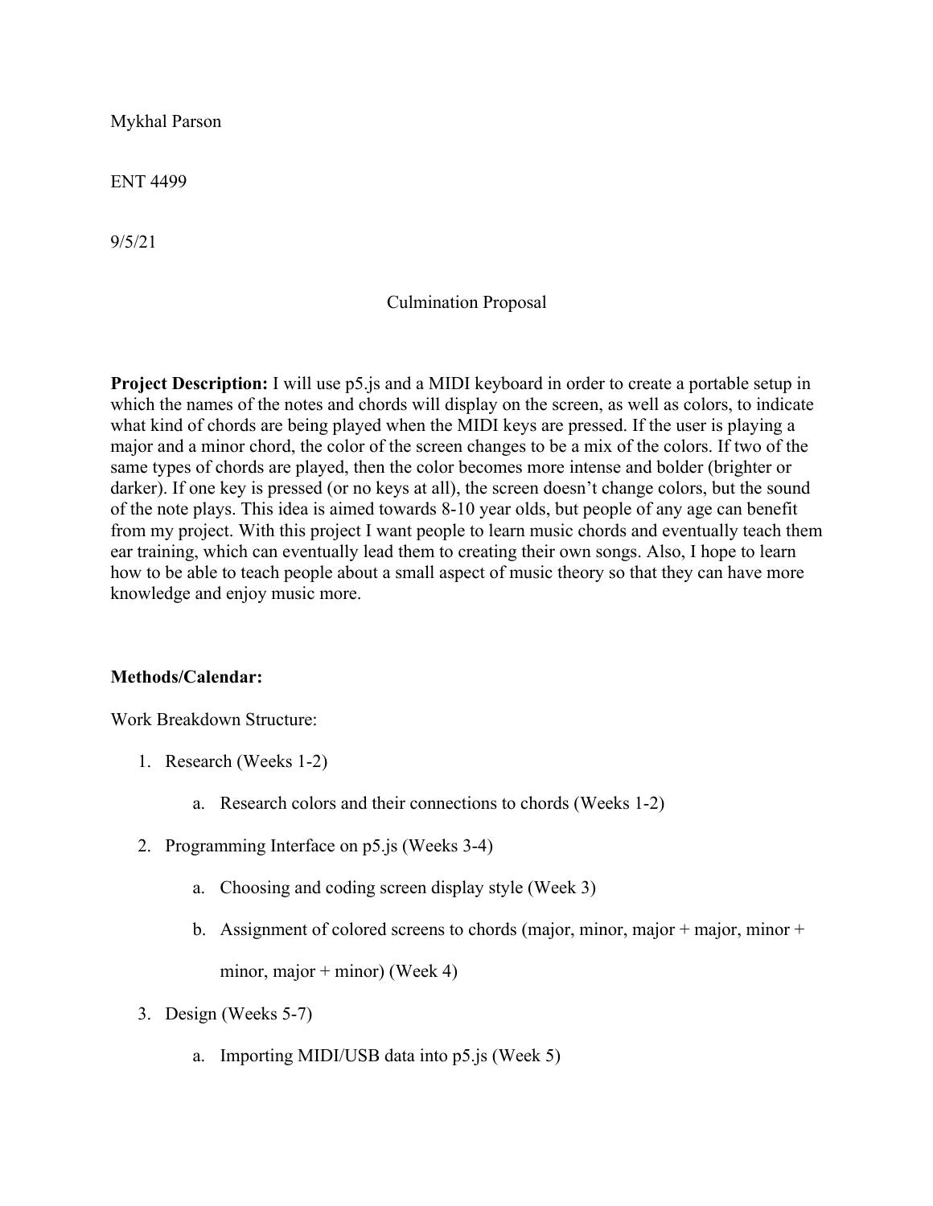Mykhal Parson

ENT 4499

9/5/21

# Culmination Proposal

**Project Description:** I will use p5.js and a MIDI keyboard in order to create a portable setup in which the names of the notes and chords will display on the screen, as well as colors, to indicate what kind of chords are being played when the MIDI keys are pressed. If the user is playing a major and a minor chord, the color of the screen changes to be a mix of the colors. If two of the same types of chords are played, then the color becomes more intense and bolder (brighter or darker). If one key is pressed (or no keys at all), the screen doesn't change colors, but the sound of the note plays. This idea is aimed towards 8-10 year olds, but people of any age can benefit from my project. With this project I want people to learn music chords and eventually teach them ear training, which can eventually lead them to creating their own songs. Also, I hope to learn how to be able to teach people about a small aspect of music theory so that they can have more knowledge and enjoy music more.

**Methods/Calendar:**

Work Breakdown Structure:

1. Research (Weeks 1-2)
    a. Research colors and their connections to chords (Weeks 1-2)
2. Programming Interface on p5.js (Weeks 3-4)
    a. Choosing and coding screen display style (Week 3)
    b. Assignment of colored screens to chords (major, minor, major + major, minor + minor, major + minor) (Week 4)
3. Design (Weeks 5-7)
    a. Importing MIDI/USB data into p5.js (Week 5)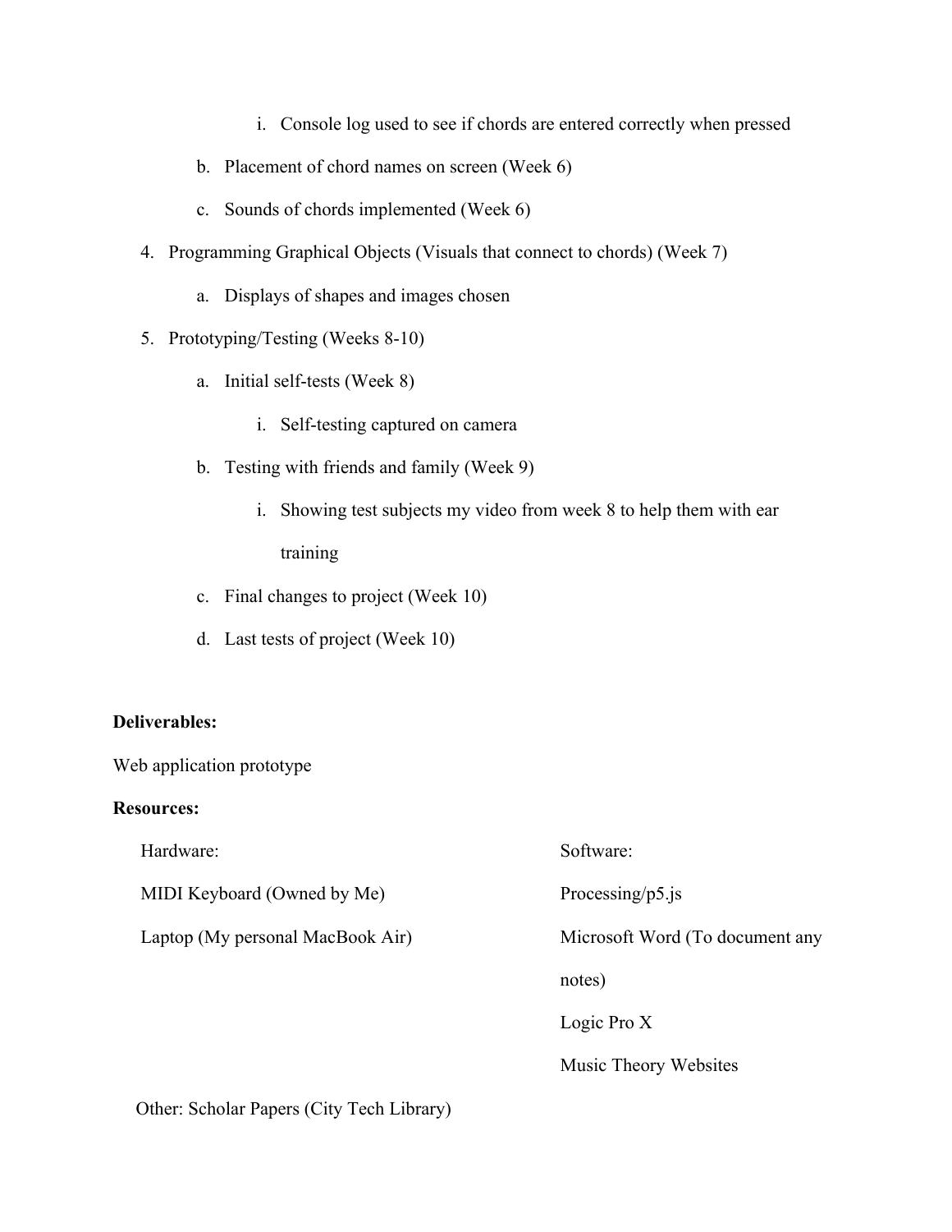i. Console log used to see if chords are entered correctly when pressed

    b. Placement of chord names on screen (Week 6)

    c. Sounds of chords implemented (Week 6)

4. Programming Graphical Objects (Visuals that connect to chords) (Week 7)

    a. Displays of shapes and images chosen

5. Prototyping/Testing (Weeks 8-10)

    a. Initial self-tests (Week 8)

        i. Self-testing captured on camera

    b. Testing with friends and family (Week 9)

        i. Showing test subjects my video from week 8 to help them with ear training

    c. Final changes to project (Week 10)

    d. Last tests of project (Week 10)

**Deliverables:**

Web application prototype

**Resources:**

Hardware:

MIDI Keyboard (Owned by Me)

Laptop (My personal MacBook Air)

Software:

Processing/p5.js

Microsoft Word (To document any notes)

Logic Pro X

Music Theory Websites

Other: Scholar Papers (City Tech Library)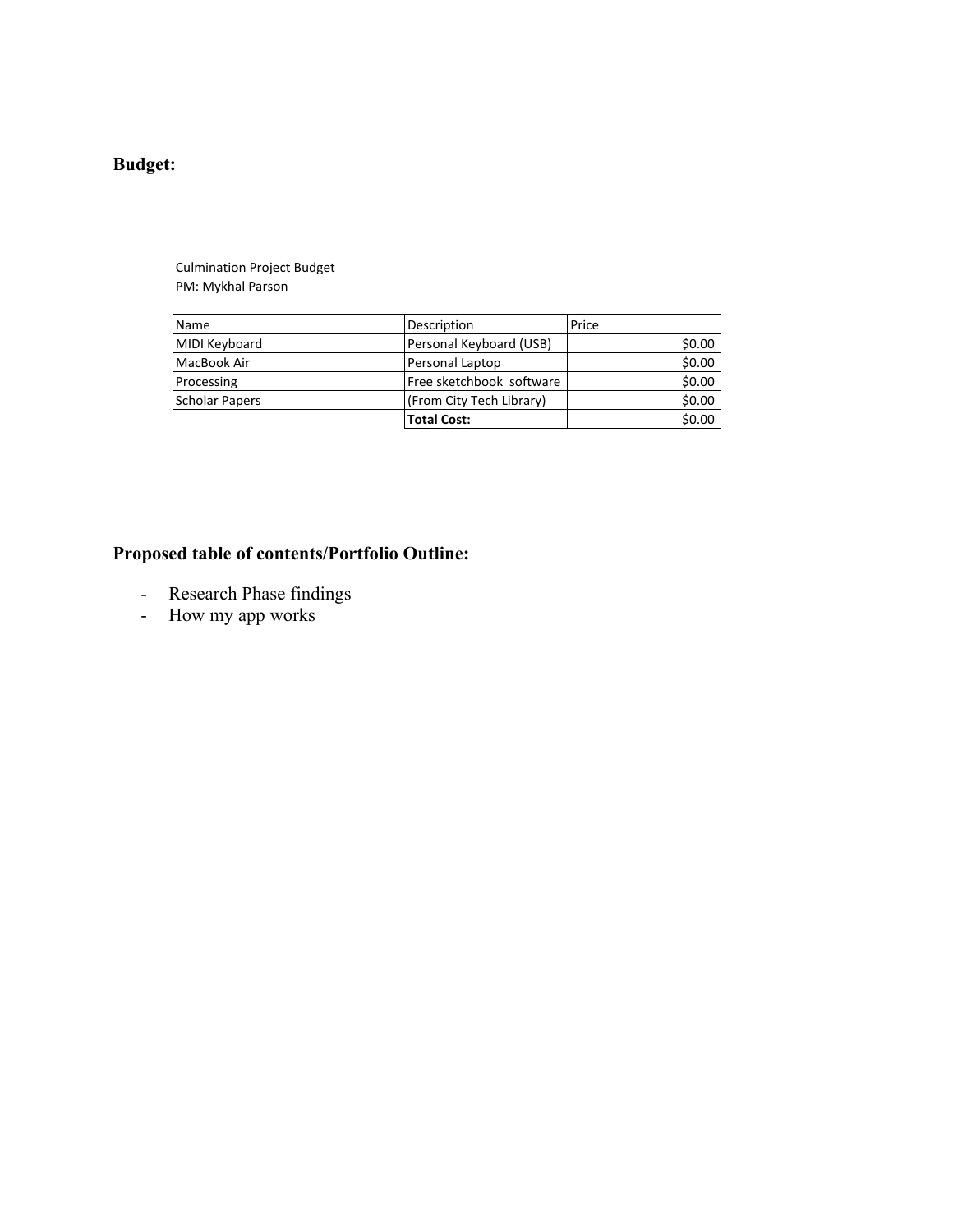**Budget:**

Culmination Project Budget
PM: Mykhal Parson

| Name | Description | Price |
|---|---|---|
| MIDI Keyboard | Personal Keyboard (USB) | $0.00 |
| MacBook Air | Personal Laptop | $0.00 |
| Processing | Free sketchbook software | $0.00 |
| Scholar Papers | (From City Tech Library) | $0.00 |
| | **Total Cost:** | $0.00 |

**Proposed table of contents/Portfolio Outline:**

- Research Phase findings
- How my app works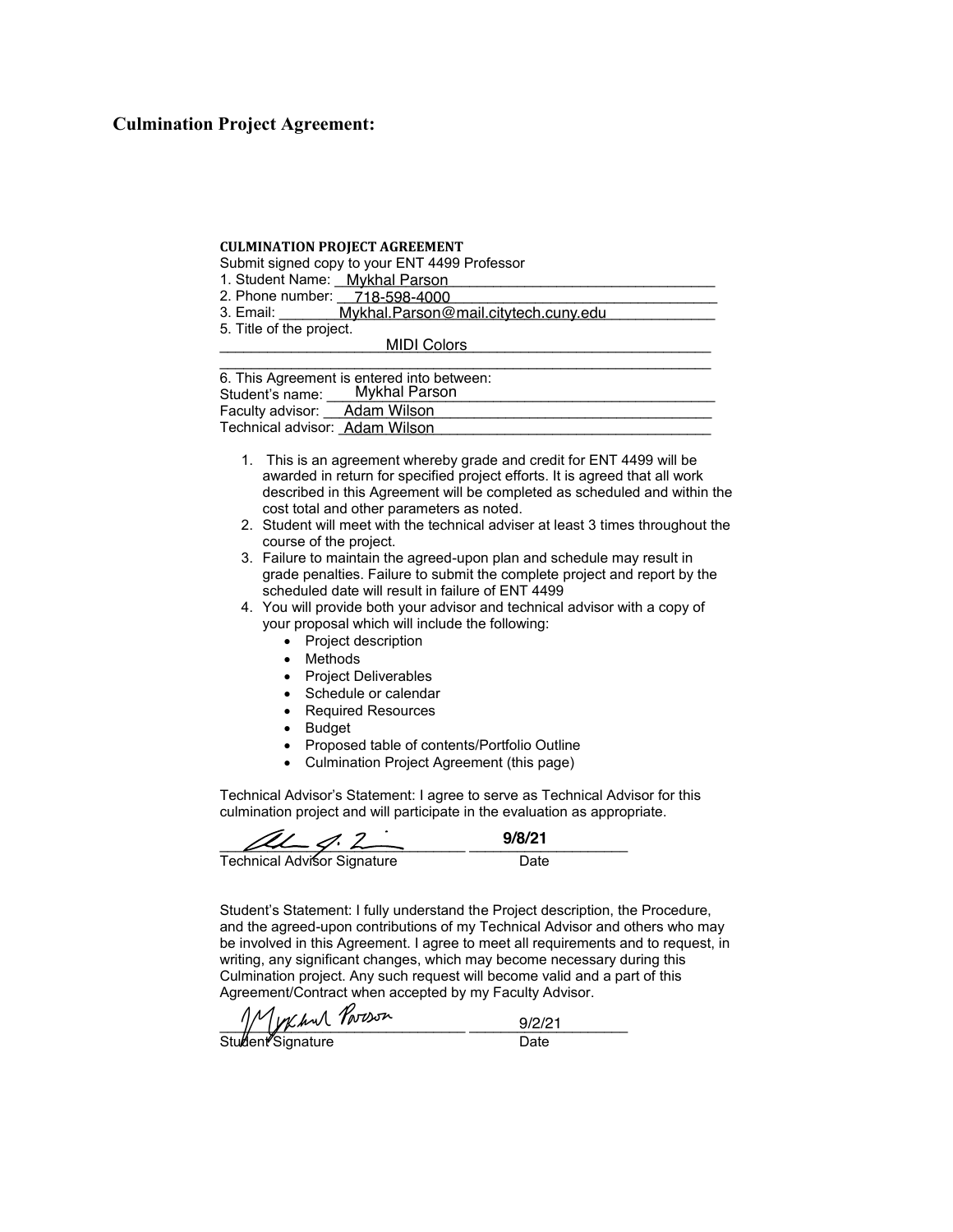# Culmination Project Agreement:

**CULMINATION PROJECT AGREEMENT**

Submit signed copy to your ENT 4499 Professor

1. Student Name: Mykhal Parson
2. Phone number: 718-598-4000
3. Email: Mykhal.Parson@mail.citytech.cuny.edu
5. Title of the project.
   MIDI Colors

6. This Agreement is entered into between:
   Student's name: Mykhal Parson
   Faculty advisor: Adam Wilson
   Technical advisor: Adam Wilson

1. This is an agreement whereby grade and credit for ENT 4499 will be awarded in return for specified project efforts. It is agreed that all work described in this Agreement will be completed as scheduled and within the cost total and other parameters as noted.
2. Student will meet with the technical adviser at least 3 times throughout the course of the project.
3. Failure to maintain the agreed-upon plan and schedule may result in grade penalties. Failure to submit the complete project and report by the scheduled date will result in failure of ENT 4499
4. You will provide both your advisor and technical advisor with a copy of your proposal which will include the following:
   - Project description
   - Methods
   - Project Deliverables
   - Schedule or calendar
   - Required Resources
   - Budget
   - Proposed table of contents/Portfolio Outline
   - Culmination Project Agreement (this page)

Technical Advisor's Statement: I agree to serve as Technical Advisor for this culmination project and will participate in the evaluation as appropriate.

[Signature] **9/8/21**

Technical Advisor Signature Date

Student's Statement: I fully understand the Project description, the Procedure, and the agreed-upon contributions of my Technical Advisor and others who may be involved in this Agreement. I agree to meet all requirements and to request, in writing, any significant changes, which may become necessary during this Culmination project. Any such request will become valid and a part of this Agreement/Contract when accepted by my Faculty Advisor.

Mykhal Parson 9/2/21

Student Signature Date